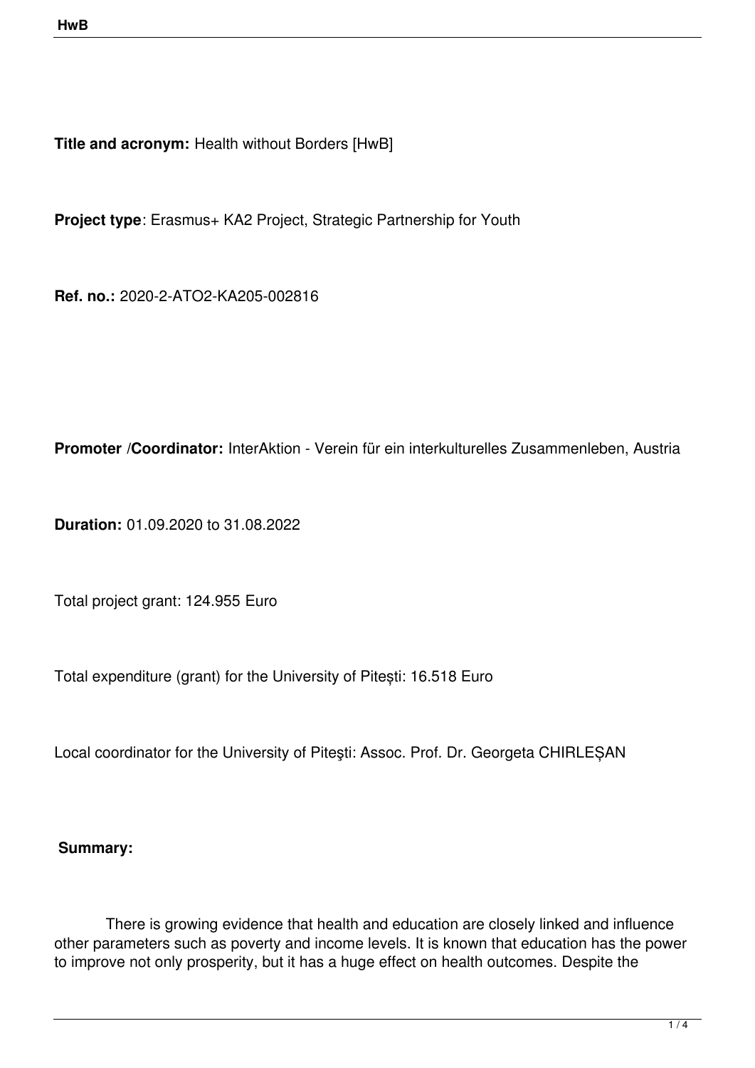**Title and acronym:** Health without Borders [HwB]

**Project type**: Erasmus+ KA2 Project, Strategic Partnership for Youth

**Ref. no.:** 2020-2-ATO2-KA205-002816

**Promoter /Coordinator:** InterAktion - Verein für ein interkulturelles Zusammenleben, Austria

**Duration:** 01.09.2020 to 31.08.2022

Total project grant: 124.955 Euro

Total expenditure (grant) for the University of Pitești: 16.518 Euro

Local coordinator for the University of Piteşti: Assoc. Prof. Dr. Georgeta CHIRLEȘAN

**Summary:**

There is growing evidence that health and education are closely linked and influence other parameters such as poverty and income levels. It is known that education has the power to improve not only prosperity, but it has a huge effect on health outcomes. Despite the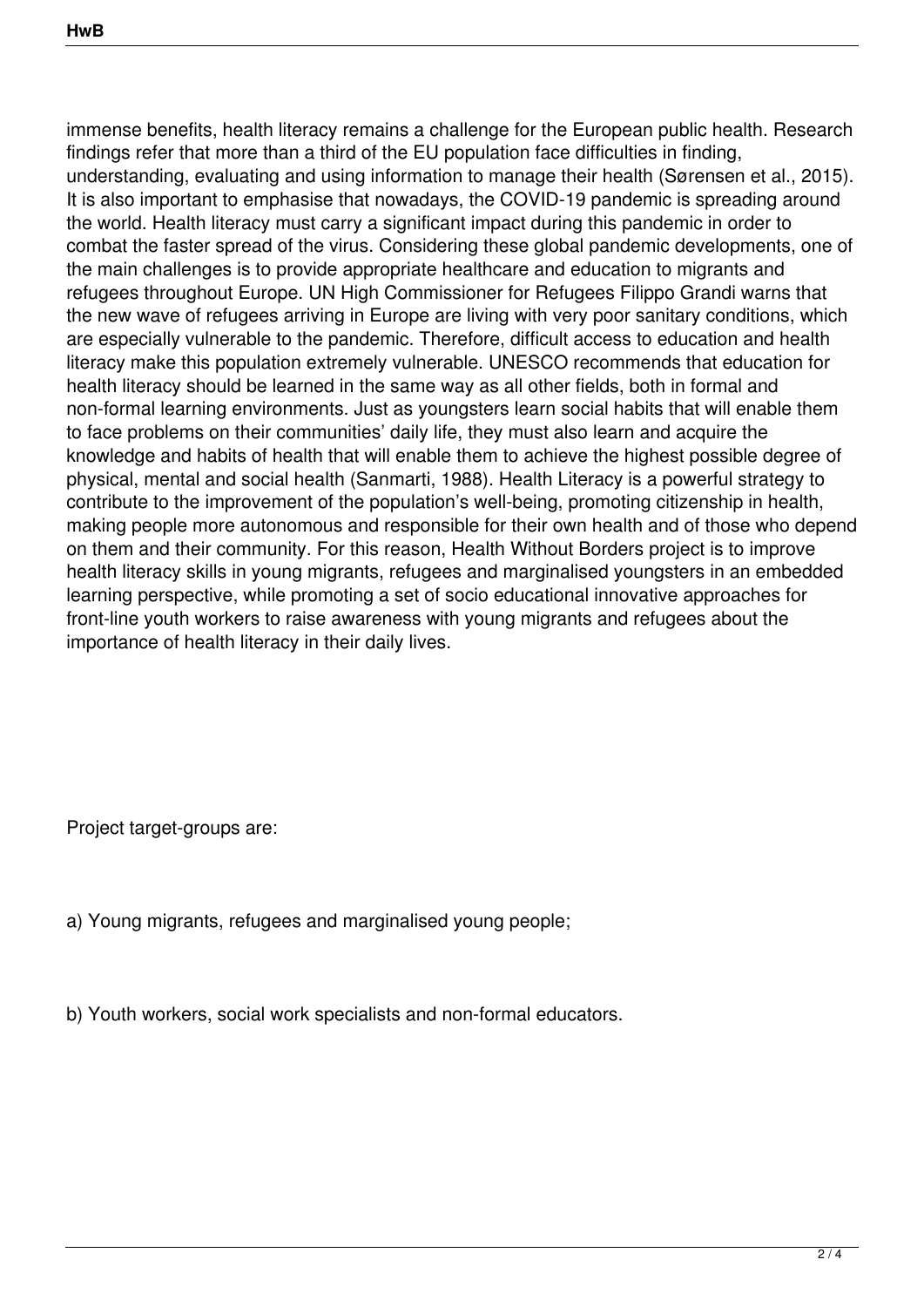immense benefits, health literacy remains a challenge for the European public health. Research findings refer that more than a third of the EU population face difficulties in finding, understanding, evaluating and using information to manage their health (Sørensen et al., 2015). It is also important to emphasise that nowadays, the COVID-19 pandemic is spreading around the world. Health literacy must carry a significant impact during this pandemic in order to combat the faster spread of the virus. Considering these global pandemic developments, one of the main challenges is to provide appropriate healthcare and education to migrants and refugees throughout Europe. UN High Commissioner for Refugees Filippo Grandi warns that the new wave of refugees arriving in Europe are living with very poor sanitary conditions, which are especially vulnerable to the pandemic. Therefore, difficult access to education and health literacy make this population extremely vulnerable. UNESCO recommends that education for health literacy should be learned in the same way as all other fields, both in formal and non-formal learning environments. Just as youngsters learn social habits that will enable them to face problems on their communities' daily life, they must also learn and acquire the knowledge and habits of health that will enable them to achieve the highest possible degree of physical, mental and social health (Sanmarti, 1988). Health Literacy is a powerful strategy to contribute to the improvement of the population's well-being, promoting citizenship in health, making people more autonomous and responsible for their own health and of those who depend on them and their community. For this reason, Health Without Borders project is to improve health literacy skills in young migrants, refugees and marginalised youngsters in an embedded learning perspective, while promoting a set of socio educational innovative approaches for front-line youth workers to raise awareness with young migrants and refugees about the importance of health literacy in their daily lives.

Project target-groups are:

a) Young migrants, refugees and marginalised young people;

b) Youth workers, social work specialists and non-formal educators.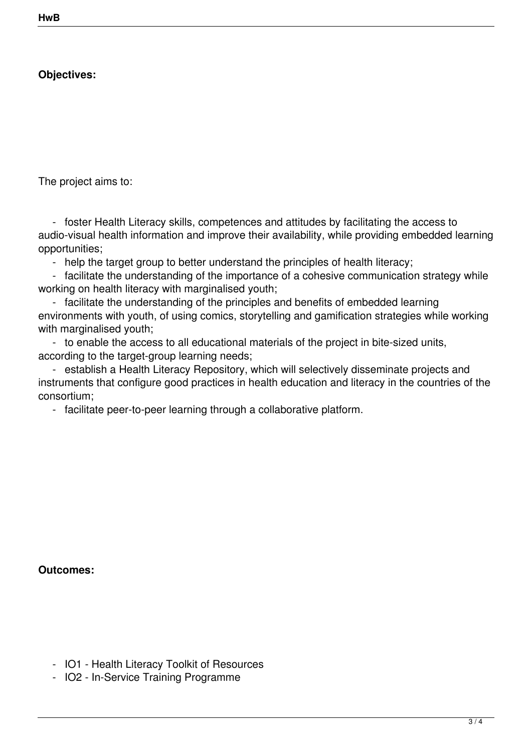**Objectives:**

The project aims to:

- foster Health Literacy skills, competences and attitudes by facilitating the access to audio-visual health information and improve their availability, while providing embedded learning opportunities;
- help the target group to better understand the principles of health literacy;
- facilitate the understanding of the importance of a cohesive communication strategy while working on health literacy with marginalised youth;
- facilitate the understanding of the principles and benefits of embedded learning environments with youth, of using comics, storytelling and gamification strategies while working with marginalised youth;
- to enable the access to all educational materials of the project in bite-sized units, according to the target-group learning needs;
- establish a Health Literacy Repository, which will selectively disseminate projects and instruments that configure good practices in health education and literacy in the countries of the consortium;
- facilitate peer-to-peer learning through a collaborative platform.

**Outcomes:**

- IO1 - Health Literacy Toolkit of Resources
- IO2 - In-Service Training Programme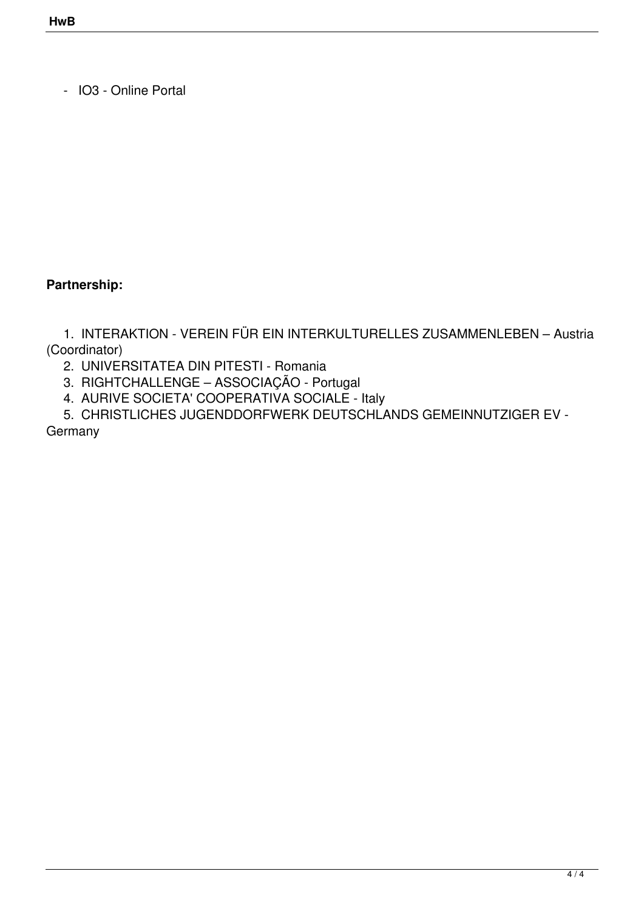- IO3 - Online Portal

**Partnership:**

1. INTERAKTION - VEREIN FÜR EIN INTERKULTURELLES ZUSAMMENLEBEN – Austria (Coordinator)
2. UNIVERSITATEA DIN PITESTI - Romania
3. RIGHTCHALLENGE – ASSOCIAÇÃO - Portugal
4. AURIVE SOCIETA' COOPERATIVA SOCIALE - Italy
5. CHRISTLICHES JUGENDDORFWERK DEUTSCHLANDS GEMEINNUTZIGER EV - Germany